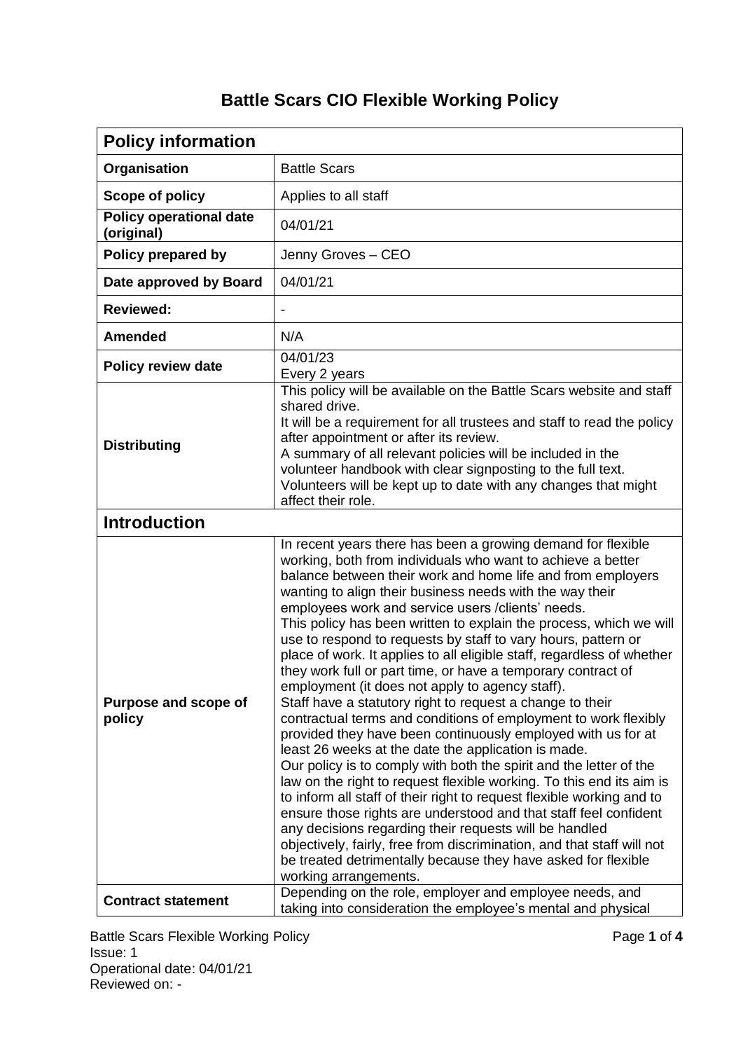# Battle Scars CIO Flexible Working Policy

| **Policy information** | |
|---|---|
| **Organisation** | Battle Scars |
| **Scope of policy** | Applies to all staff |
| **Policy operational date (original)** | 04/01/21 |
| **Policy prepared by** | Jenny Groves – CEO |
| **Date approved by Board** | 04/01/21 |
| **Reviewed:** | - |
| **Amended** | N/A |
| **Policy review date** | 04/01/23<br>Every 2 years |
| **Distributing** | This policy will be available on the Battle Scars website and staff shared drive.<br>It will be a requirement for all trustees and staff to read the policy after appointment or after its review.<br>A summary of all relevant policies will be included in the volunteer handbook with clear signposting to the full text.<br>Volunteers will be kept up to date with any changes that might affect their role. |
| **Introduction** | |
| **Purpose and scope of policy** | In recent years there has been a growing demand for flexible working, both from individuals who want to achieve a better balance between their work and home life and from employers wanting to align their business needs with the way their employees work and service users /clients' needs.<br>This policy has been written to explain the process, which we will use to respond to requests by staff to vary hours, pattern or place of work. It applies to all eligible staff, regardless of whether they work full or part time, or have a temporary contract of employment (it does not apply to agency staff).<br>Staff have a statutory right to request a change to their contractual terms and conditions of employment to work flexibly provided they have been continuously employed with us for at least 26 weeks at the date the application is made.<br>Our policy is to comply with both the spirit and the letter of the law on the right to request flexible working. To this end its aim is to inform all staff of their right to request flexible working and to ensure those rights are understood and that staff feel confident any decisions regarding their requests will be handled objectively, fairly, free from discrimination, and that staff will not be treated detrimentally because they have asked for flexible working arrangements. |
| **Contract statement** | Depending on the role, employer and employee needs, and taking into consideration the employee's mental and physical |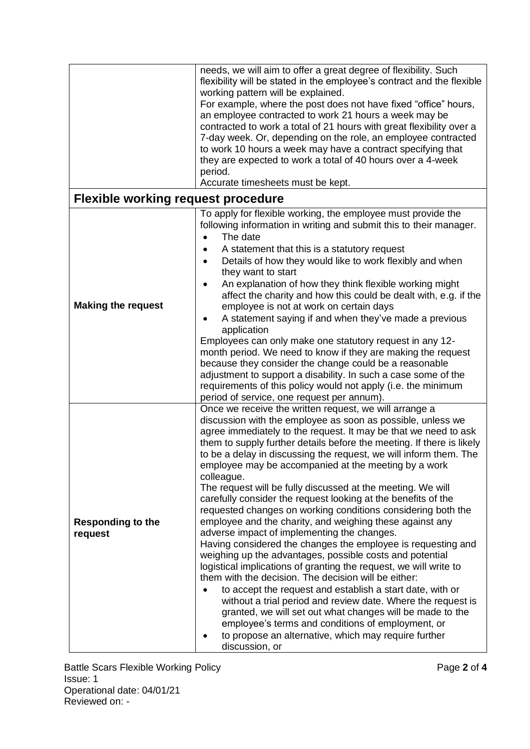| | |
|---|---|
| | needs, we will aim to offer a great degree of flexibility. Such flexibility will be stated in the employee's contract and the flexible working pattern will be explained.<br>For example, where the post does not have fixed "office" hours, an employee contracted to work 21 hours a week may be contracted to work a total of 21 hours with great flexibility over a 7-day week. Or, depending on the role, an employee contracted to work 10 hours a week may have a contract specifying that they are expected to work a total of 40 hours over a 4-week period.<br>Accurate timesheets must be kept. |

## Flexible working request procedure

| | |
|---|---|
| **Making the request** | To apply for flexible working, the employee must provide the following information in writing and submit this to their manager.<br>• The date<br>• A statement that this is a statutory request<br>• Details of how they would like to work flexibly and when they want to start<br>• An explanation of how they think flexible working might affect the charity and how this could be dealt with, e.g. if the employee is not at work on certain days<br>• A statement saying if and when they've made a previous application<br>Employees can only make one statutory request in any 12-month period. We need to know if they are making the request because they consider the change could be a reasonable adjustment to support a disability. In such a case some of the requirements of this policy would not apply (i.e. the minimum period of service, one request per annum). |
| **Responding to the request** | Once we receive the written request, we will arrange a discussion with the employee as soon as possible, unless we agree immediately to the request. It may be that we need to ask them to supply further details before the meeting. If there is likely to be a delay in discussing the request, we will inform them. The employee may be accompanied at the meeting by a work colleague.<br>The request will be fully discussed at the meeting. We will carefully consider the request looking at the benefits of the requested changes on working conditions considering both the employee and the charity, and weighing these against any adverse impact of implementing the changes.<br>Having considered the changes the employee is requesting and weighing up the advantages, possible costs and potential logistical implications of granting the request, we will write to them with the decision. The decision will be either:<br>• to accept the request and establish a start date, with or without a trial period and review date. Where the request is granted, we will set out what changes will be made to the employee's terms and conditions of employment, or<br>• to propose an alternative, which may require further discussion, or |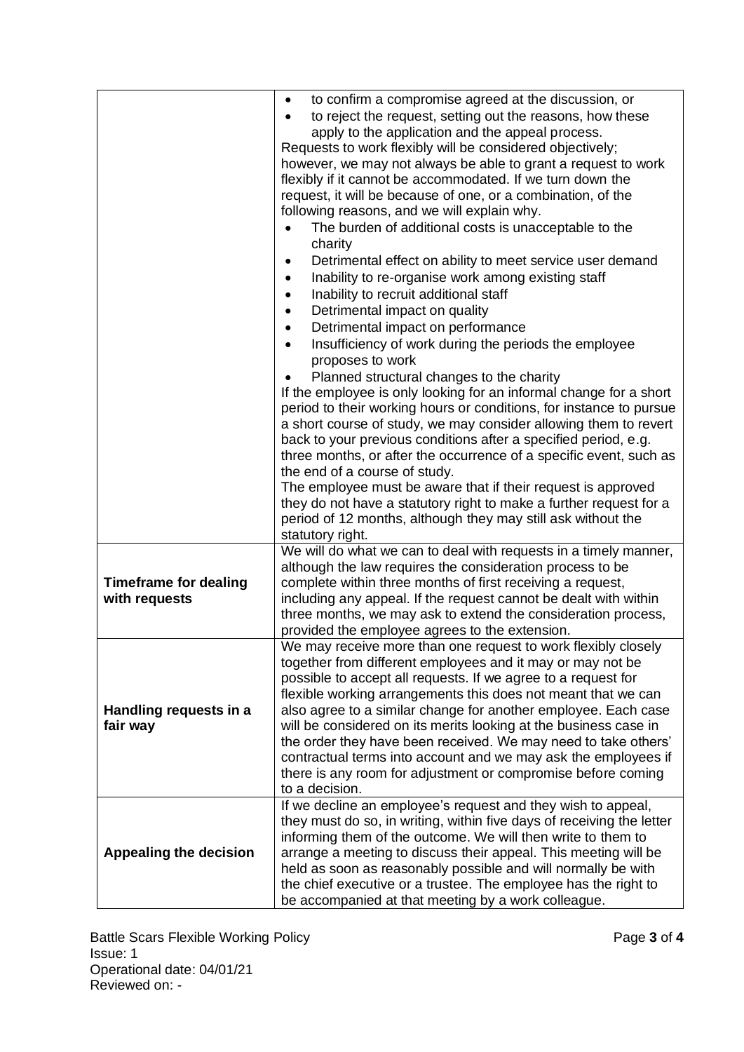| | |
|---|---|
| | • to confirm a compromise agreed at the discussion, or<br>• to reject the request, setting out the reasons, how these apply to the application and the appeal process.<br>Requests to work flexibly will be considered objectively; however, we may not always be able to grant a request to work flexibly if it cannot be accommodated. If we turn down the request, it will be because of one, or a combination, of the following reasons, and we will explain why.<br>• The burden of additional costs is unacceptable to the charity<br>• Detrimental effect on ability to meet service user demand<br>• Inability to re-organise work among existing staff<br>• Inability to recruit additional staff<br>• Detrimental impact on quality<br>• Detrimental impact on performance<br>• Insufficiency of work during the periods the employee proposes to work<br>• Planned structural changes to the charity<br>If the employee is only looking for an informal change for a short period to their working hours or conditions, for instance to pursue a short course of study, we may consider allowing them to revert back to your previous conditions after a specified period, e.g. three months, or after the occurrence of a specific event, such as the end of a course of study.<br>The employee must be aware that if their request is approved they do not have a statutory right to make a further request for a period of 12 months, although they may still ask without the statutory right. |
| **Timeframe for dealing with requests** | We will do what we can to deal with requests in a timely manner, although the law requires the consideration process to be complete within three months of first receiving a request, including any appeal. If the request cannot be dealt with within three months, we may ask to extend the consideration process, provided the employee agrees to the extension. |
| **Handling requests in a fair way** | We may receive more than one request to work flexibly closely together from different employees and it may or may not be possible to accept all requests. If we agree to a request for flexible working arrangements this does not meant that we can also agree to a similar change for another employee. Each case will be considered on its merits looking at the business case in the order they have been received. We may need to take others' contractual terms into account and we may ask the employees if there is any room for adjustment or compromise before coming to a decision. |
| **Appealing the decision** | If we decline an employee's request and they wish to appeal, they must do so, in writing, within five days of receiving the letter informing them of the outcome. We will then write to them to arrange a meeting to discuss their appeal. This meeting will be held as soon as reasonably possible and will normally be with the chief executive or a trustee. The employee has the right to be accompanied at that meeting by a work colleague. |

Battle Scars Flexible Working Policy
Issue: 1
Operational date: 04/01/21
Reviewed on: -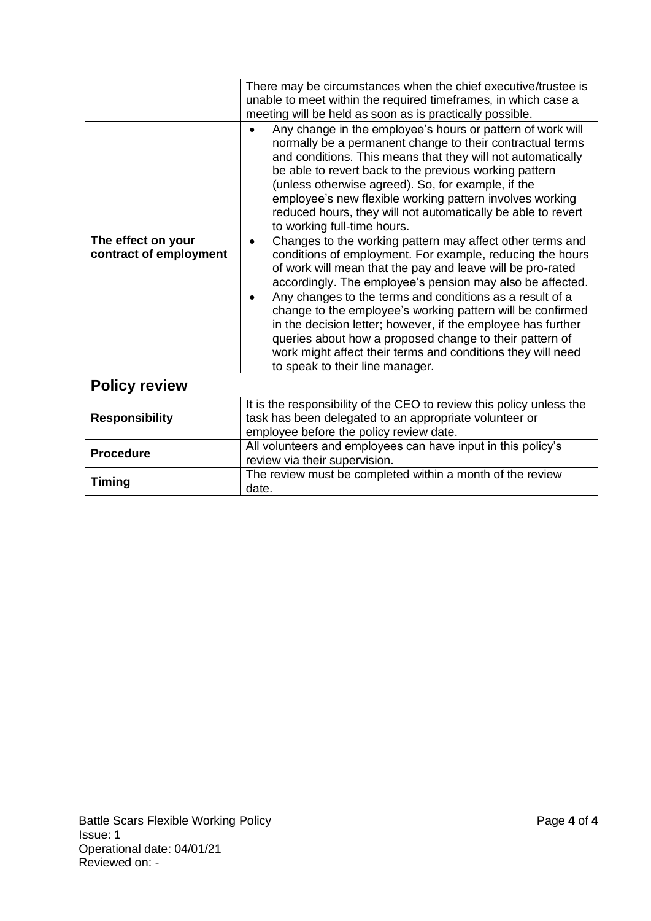| | |
|---|---|
| | There may be circumstances when the chief executive/trustee is unable to meet within the required timeframes, in which case a meeting will be held as soon as is practically possible. |
| **The effect on your contract of employment** | • Any change in the employee's hours or pattern of work will normally be a permanent change to their contractual terms and conditions. This means that they will not automatically be able to revert back to the previous working pattern (unless otherwise agreed). So, for example, if the employee's new flexible working pattern involves working reduced hours, they will not automatically be able to revert to working full-time hours.<br>• Changes to the working pattern may affect other terms and conditions of employment. For example, reducing the hours of work will mean that the pay and leave will be pro-rated accordingly. The employee's pension may also be affected.<br>• Any changes to the terms and conditions as a result of a change to the employee's working pattern will be confirmed in the decision letter; however, if the employee has further queries about how a proposed change to their pattern of work might affect their terms and conditions they will need to speak to their line manager. |

## Policy review

| | |
|---|---|
| **Responsibility** | It is the responsibility of the CEO to review this policy unless the task has been delegated to an appropriate volunteer or employee before the policy review date. |
| **Procedure** | All volunteers and employees can have input in this policy's review via their supervision. |
| **Timing** | The review must be completed within a month of the review date. |

Battle Scars Flexible Working Policy
Issue: 1
Operational date: 04/01/21
Reviewed on: -